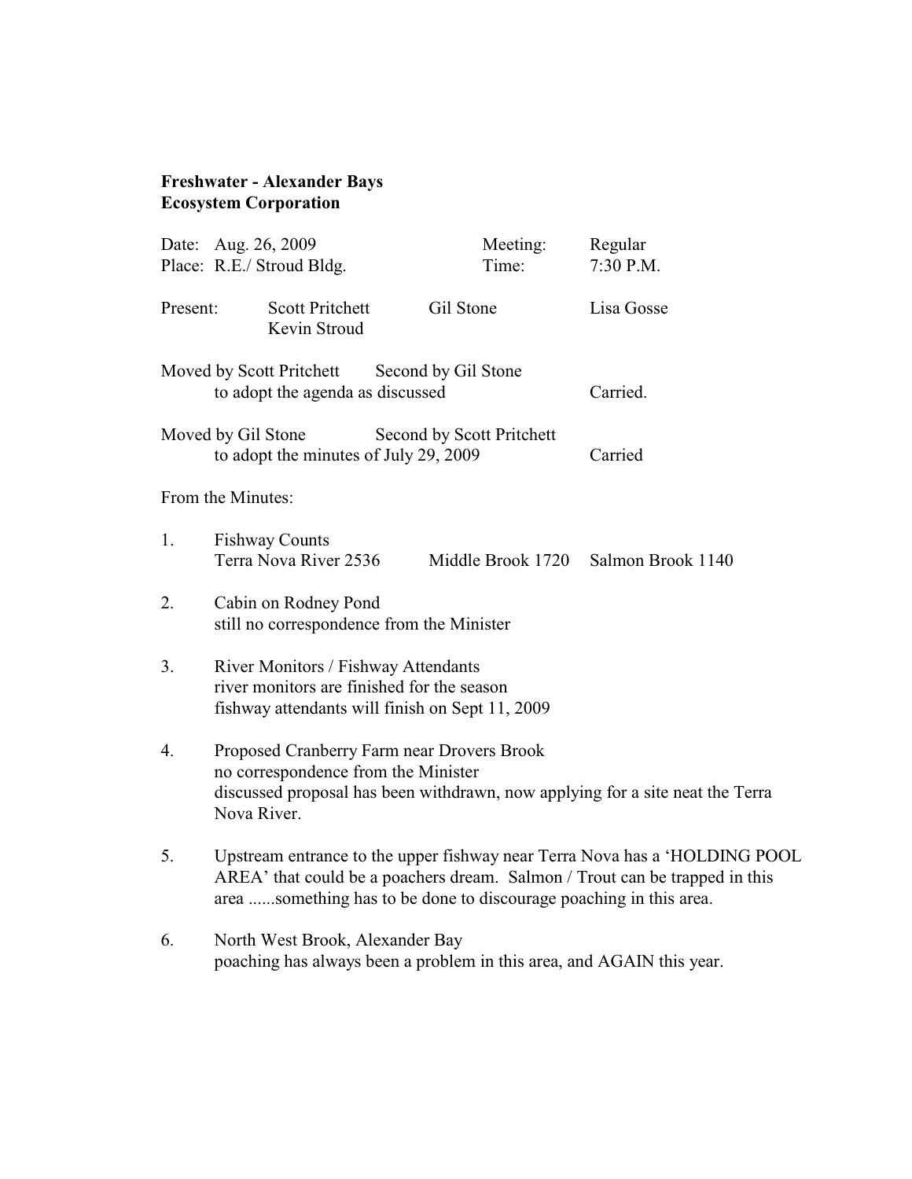**Freshwater - Alexander Bays**
**Ecosystem Corporation**

Date: Aug. 26, 2009 — Meeting: Regular
Place: R.E./ Stroud Bldg. — Time: 7:30 P.M.

Present: Scott Pritchett, Gil Stone, Lisa Gosse, Kevin Stroud

Moved by Scott Pritchett — Second by Gil Stone
to adopt the agenda as discussed — Carried.

Moved by Gil Stone — Second by Scott Pritchett
to adopt the minutes of July 29, 2009 — Carried

From the Minutes:

1. Fishway Counts
   Terra Nova River 2536 — Middle Brook 1720 — Salmon Brook 1140

2. Cabin on Rodney Pond
   still no correspondence from the Minister

3. River Monitors / Fishway Attendants
   river monitors are finished for the season
   fishway attendants will finish on Sept 11, 2009

4. Proposed Cranberry Farm near Drovers Brook
   no correspondence from the Minister
   discussed proposal has been withdrawn, now applying for a site neat the Terra Nova River.

5. Upstream entrance to the upper fishway near Terra Nova has a 'HOLDING POOL AREA' that could be a poachers dream. Salmon / Trout can be trapped in this area ......something has to be done to discourage poaching in this area.

6. North West Brook, Alexander Bay
   poaching has always been a problem in this area, and AGAIN this year.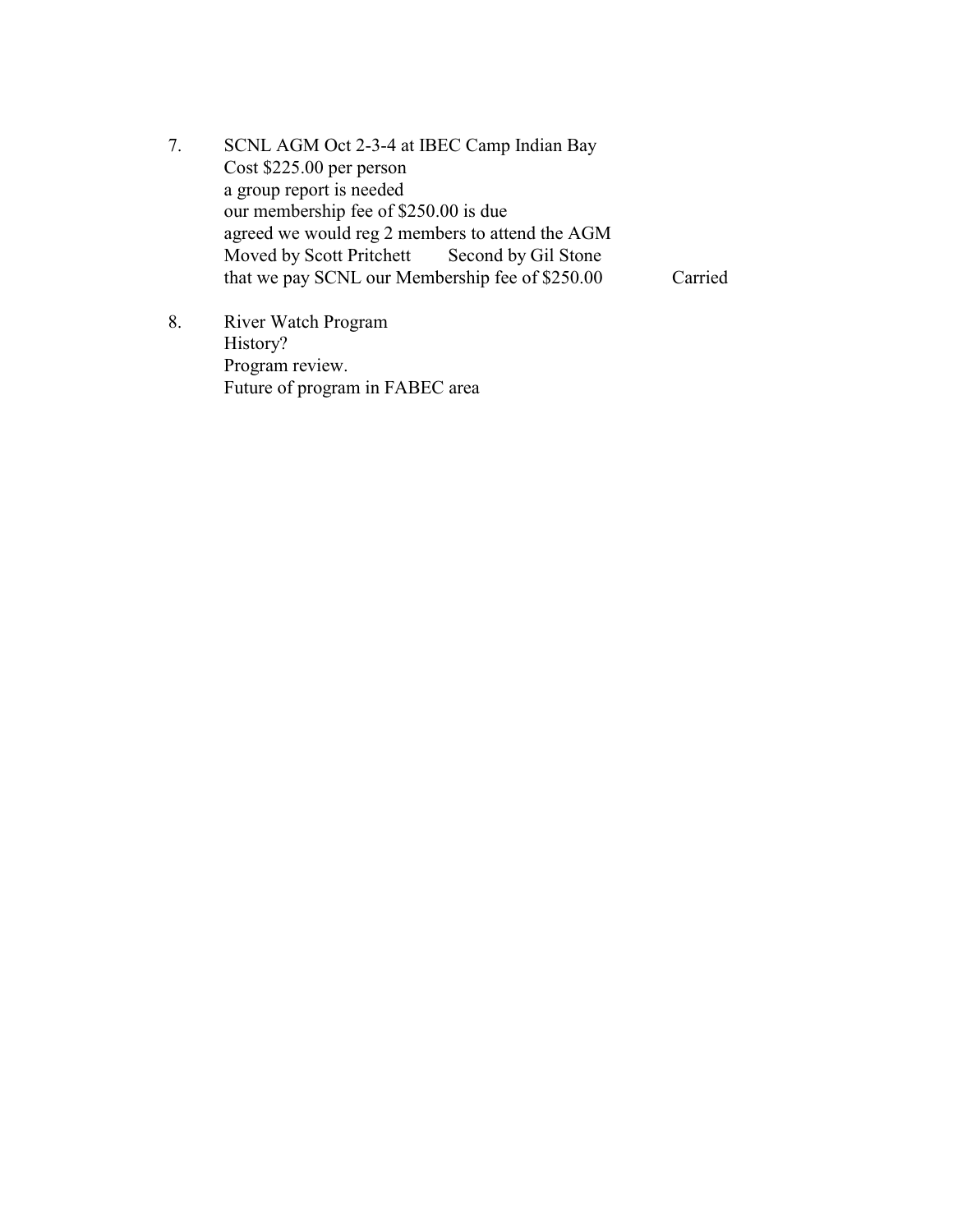7. SCNL AGM Oct 2-3-4 at IBEC Camp Indian Bay
   Cost $225.00 per person
   a group report is needed
   our membership fee of $250.00 is due
   agreed we would reg 2 members to attend the AGM
   Moved by Scott Pritchett    Second by Gil Stone
   that we pay SCNL our Membership fee of $250.00    Carried

8. River Watch Program
   History?
   Program review.
   Future of program in FABEC area